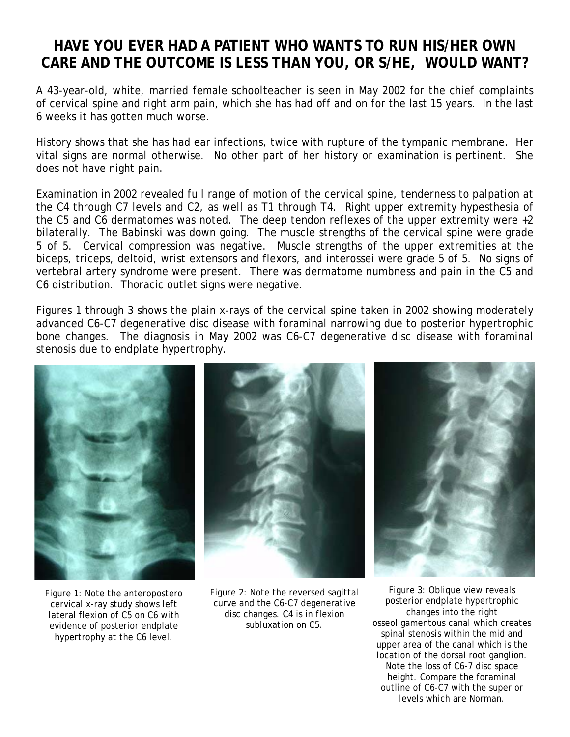# HAVE YOU EVER HAD A PATIENT WHO WANTS TO RUN HIS/HER OWN CARE AND THE OUTCOME IS LESS THAN YOU, OR S/HE, WOULD WANT?

A 43-year-old, white, married female schoolteacher is seen in May 2002 for the chief complaints of cervical spine and right arm pain, which she has had off and on for the last 15 years. In the last 6 weeks it has gotten much worse.

History shows that she has had ear infections, twice with rupture of the tympanic membrane. Her vital signs are normal otherwise. No other part of her history or examination is pertinent. She does not have night pain.

Examination in 2002 revealed full range of motion of the cervical spine, tenderness to palpation at the C4 through C7 levels and C2, as well as T1 through T4. Right upper extremity hypesthesia of the C5 and C6 dermatomes was noted. The deep tendon reflexes of the upper extremity were +2 bilaterally. The Babinski was down going. The muscle strengths of the cervical spine were grade 5 of 5. Cervical compression was negative. Muscle strengths of the upper extremities at the biceps, triceps, deltoid, wrist extensors and flexors, and interossei were grade 5 of 5. No signs of vertebral artery syndrome were present. There was dermatome numbness and pain in the C5 and C6 distribution. Thoracic outlet signs were negative.

Figures 1 through 3 shows the plain x-rays of the cervical spine taken in 2002 showing moderately advanced C6-C7 degenerative disc disease with foraminal narrowing due to posterior hypertrophic bone changes. The diagnosis in May 2002 was C6-C7 degenerative disc disease with foraminal stenosis due to endplate hypertrophy.

Figure 1: Note the anteropostero cervical x-ray study shows left lateral flexion of C5 on C6 with evidence of posterior endplate hypertrophy at the C6 level.

Figure 2: Note the reversed sagittal curve and the C6-C7 degenerative disc changes. C4 is in flexion subluxation on C5.

Figure 3: Oblique view reveals posterior endplate hypertrophic changes into the right osseoligamentous canal which creates spinal stenosis within the mid and upper area of the canal which is the location of the dorsal root ganglion. Note the loss of C6-7 disc space height. Compare the foraminal outline of C6-C7 with the superior levels which are Norman.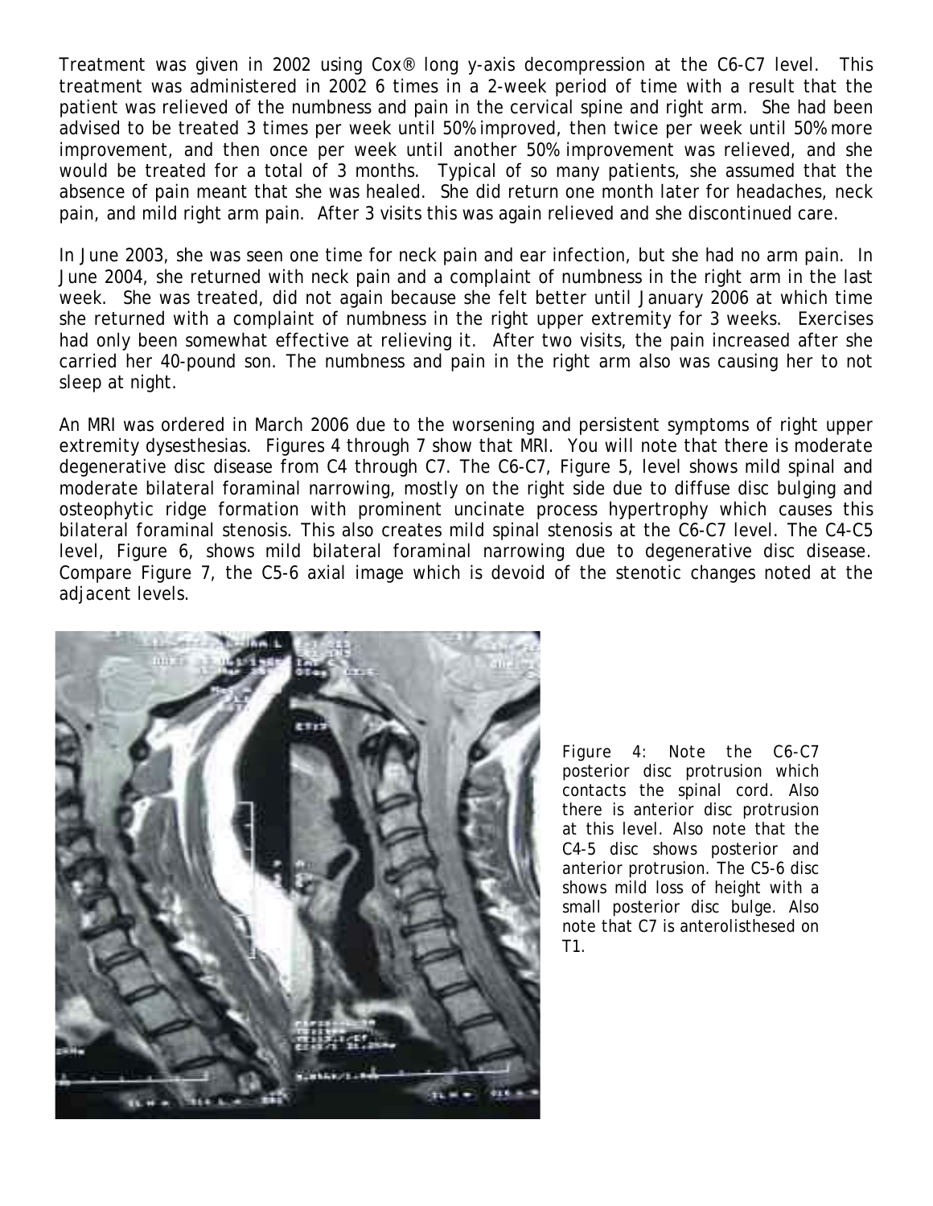Treatment was given in 2002 using Cox® long y-axis decompression at the C6-C7 level. This treatment was administered in 2002 6 times in a 2-week period of time with a result that the patient was relieved of the numbness and pain in the cervical spine and right arm. She had been advised to be treated 3 times per week until 50% improved, then twice per week until 50% more improvement, and then once per week until another 50% improvement was relieved, and she would be treated for a total of 3 months. Typical of so many patients, she assumed that the absence of pain meant that she was healed. She did return one month later for headaches, neck pain, and mild right arm pain. After 3 visits this was again relieved and she discontinued care.

In June 2003, she was seen one time for neck pain and ear infection, but she had no arm pain. In June 2004, she returned with neck pain and a complaint of numbness in the right arm in the last week. She was treated, did not again because she felt better until January 2006 at which time she returned with a complaint of numbness in the right upper extremity for 3 weeks. Exercises had only been somewhat effective at relieving it. After two visits, the pain increased after she carried her 40-pound son. The numbness and pain in the right arm also was causing her to not sleep at night.

An MRI was ordered in March 2006 due to the worsening and persistent symptoms of right upper extremity dysesthesias. Figures 4 through 7 show that MRI. You will note that there is moderate degenerative disc disease from C4 through C7. The C6-C7, Figure 5, level shows mild spinal and moderate bilateral foraminal narrowing, mostly on the right side due to diffuse disc bulging and osteophytic ridge formation with prominent uncinate process hypertrophy which causes this bilateral foraminal stenosis. This also creates mild spinal stenosis at the C6-C7 level. The C4-C5 level, Figure 6, shows mild bilateral foraminal narrowing due to degenerative disc disease. Compare Figure 7, the C5-6 axial image which is devoid of the stenotic changes noted at the adjacent levels.

Figure 4: Note the C6-C7 posterior disc protrusion which contacts the spinal cord. Also there is anterior disc protrusion at this level. Also note that the C4-5 disc shows posterior and anterior protrusion. The C5-6 disc shows mild loss of height with a small posterior disc bulge. Also note that C7 is anterolisthesed on T1.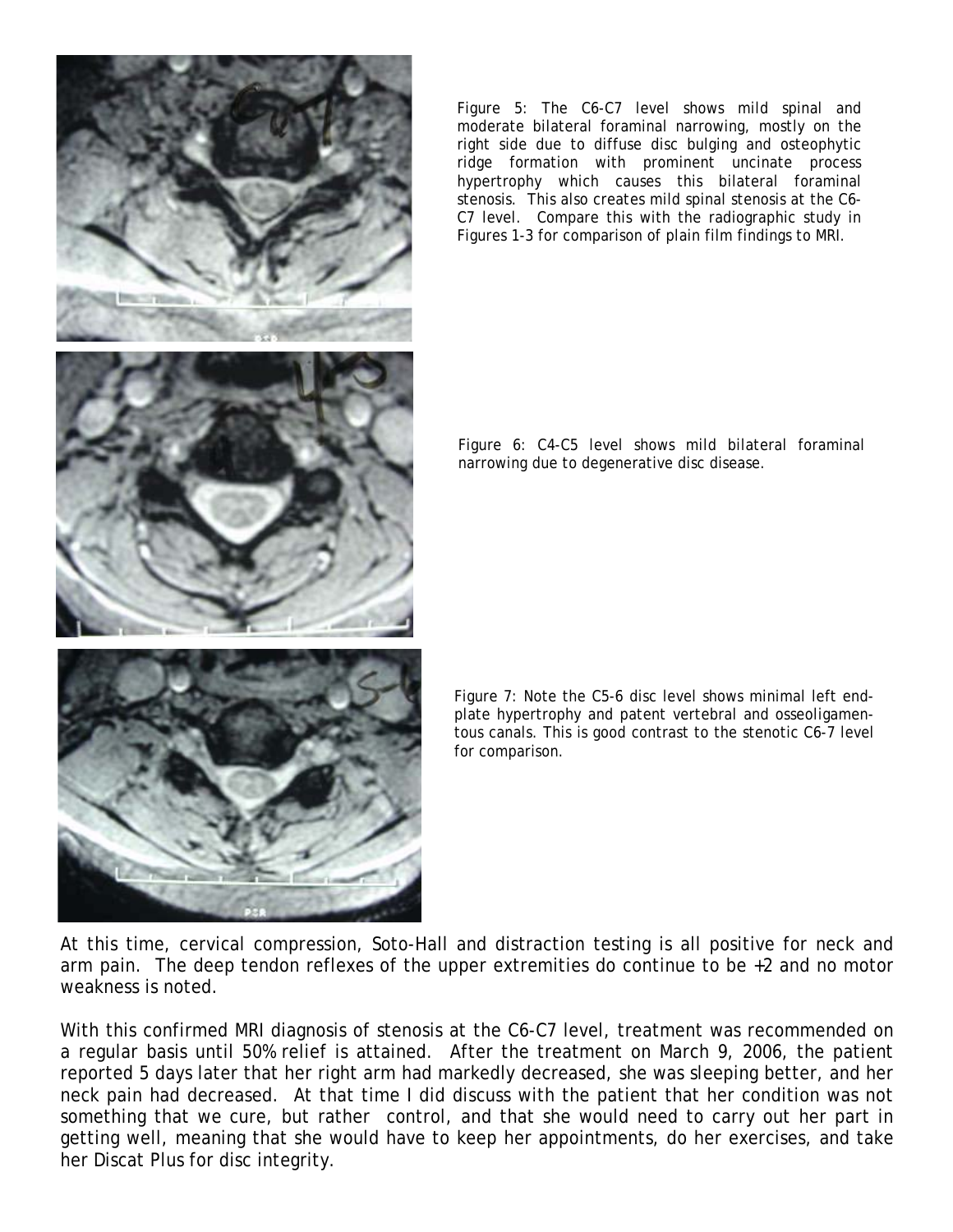Figure 5: The C6-C7 level shows mild spinal and moderate bilateral foraminal narrowing, mostly on the right side due to diffuse disc bulging and osteophytic ridge formation with prominent uncinate process hypertrophy which causes this bilateral foraminal stenosis. This also creates mild spinal stenosis at the C6-C7 level. Compare this with the radiographic study in Figures 1-3 for comparison of plain film findings to MRI.

Figure 6: C4-C5 level shows mild bilateral foraminal narrowing due to degenerative disc disease.

Figure 7: Note the C5-6 disc level shows minimal left end-plate hypertrophy and patent vertebral and osseoligamentous canals. This is good contrast to the stenotic C6-7 level for comparison.

At this time, cervical compression, Soto-Hall and distraction testing is all positive for neck and arm pain. The deep tendon reflexes of the upper extremities do continue to be +2 and no motor weakness is noted.

With this confirmed MRI diagnosis of stenosis at the C6-C7 level, treatment was recommended on a regular basis until 50% relief is attained. After the treatment on March 9, 2006, the patient reported 5 days later that her right arm had markedly decreased, she was sleeping better, and her neck pain had decreased. At that time I did discuss with the patient that her condition was not something that we cure, but rather control, and that she would need to carry out her part in getting well, meaning that she would have to keep her appointments, do her exercises, and take her Discat Plus for disc integrity.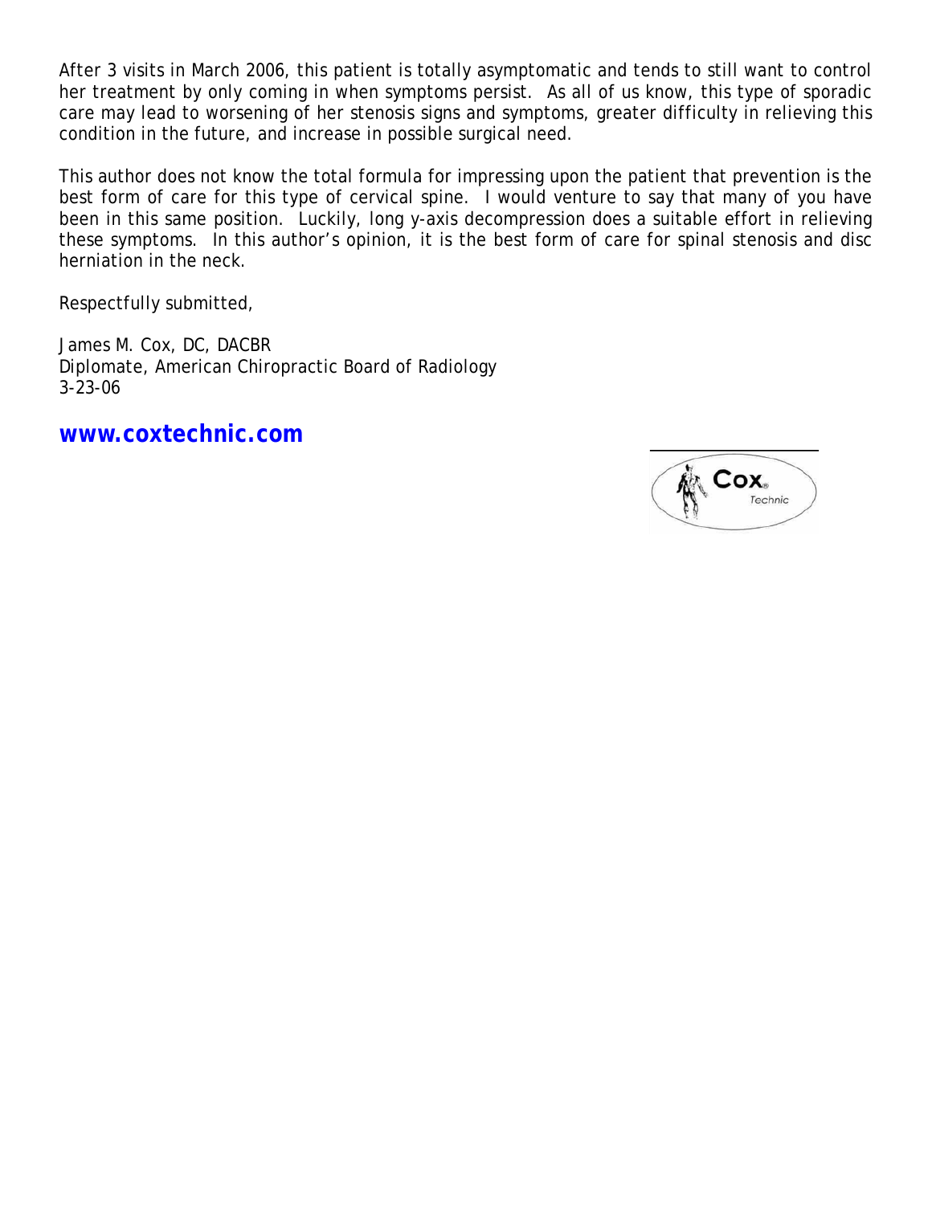After 3 visits in March 2006, this patient is totally asymptomatic and tends to still want to control her treatment by only coming in when symptoms persist. As all of us know, this type of sporadic care may lead to worsening of her stenosis signs and symptoms, greater difficulty in relieving this condition in the future, and increase in possible surgical need.

This author does not know the total formula for impressing upon the patient that prevention is the best form of care for this type of cervical spine. I would venture to say that many of you have been in this same position. Luckily, long y-axis decompression does a suitable effort in relieving these symptoms. In this author's opinion, it is the best form of care for spinal stenosis and disc herniation in the neck.

Respectfully submitted,

James M. Cox, DC, DACBR
Diplomate, American Chiropractic Board of Radiology
3-23-06

**www.coxtechnic.com**

Cox® Technic